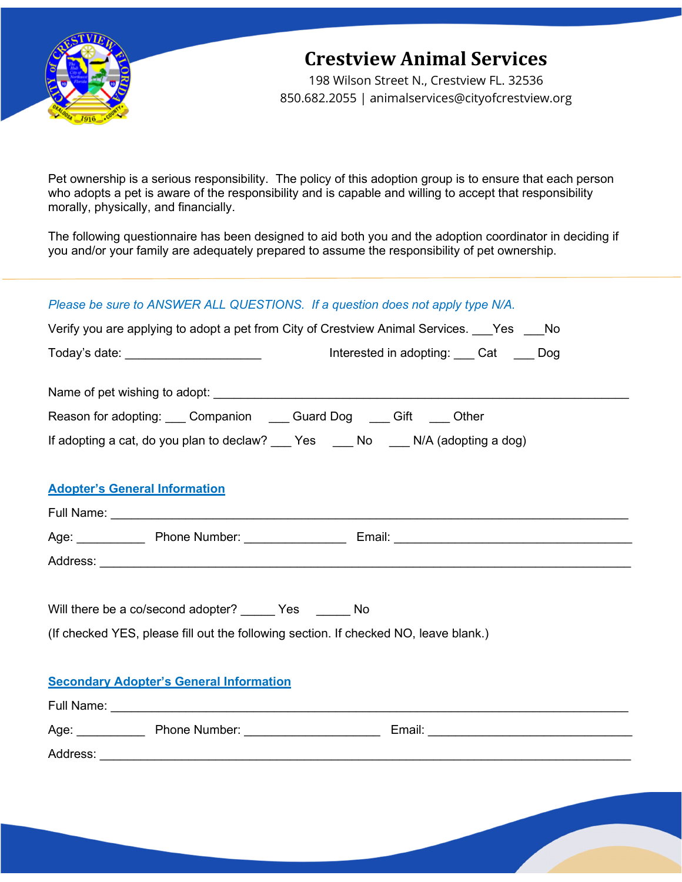# Crestview Animal Services

198 Wilson Street N., Crestview FL. 32536
850.682.2055 | animalservices@cityofcrestview.org

Pet ownership is a serious responsibility. The policy of this adoption group is to ensure that each person who adopts a pet is aware of the responsibility and is capable and willing to accept that responsibility morally, physically, and financially.

The following questionnaire has been designed to aid both you and the adoption coordinator in deciding if you and/or your family are adequately prepared to assume the responsibility of pet ownership.

---

*Please be sure to ANSWER ALL QUESTIONS. If a question does not apply type N/A.*

Verify you are applying to adopt a pet from City of Crestview Animal Services. ___Yes ___No

Today's date: ____________________ Interested in adopting: ___ Cat ___ Dog

Name of pet wishing to adopt: ____________________________________________________________

Reason for adopting: ___ Companion ___ Guard Dog ___ Gift ___ Other

If adopting a cat, do you plan to declaw? ___ Yes ___ No ___ N/A (adopting a dog)

## Adopter's General Information

Full Name: ____________________________________________________________________________

Age: __________ Phone Number: _______________ Email: ___________________________________

Address: ______________________________________________________________________________

Will there be a co/second adopter? _____ Yes _____ No

(If checked YES, please fill out the following section. If checked NO, leave blank.)

## Secondary Adopter's General Information

Full Name: ____________________________________________________________________________

Age: __________ Phone Number: ____________________ Email: ______________________________

Address: ______________________________________________________________________________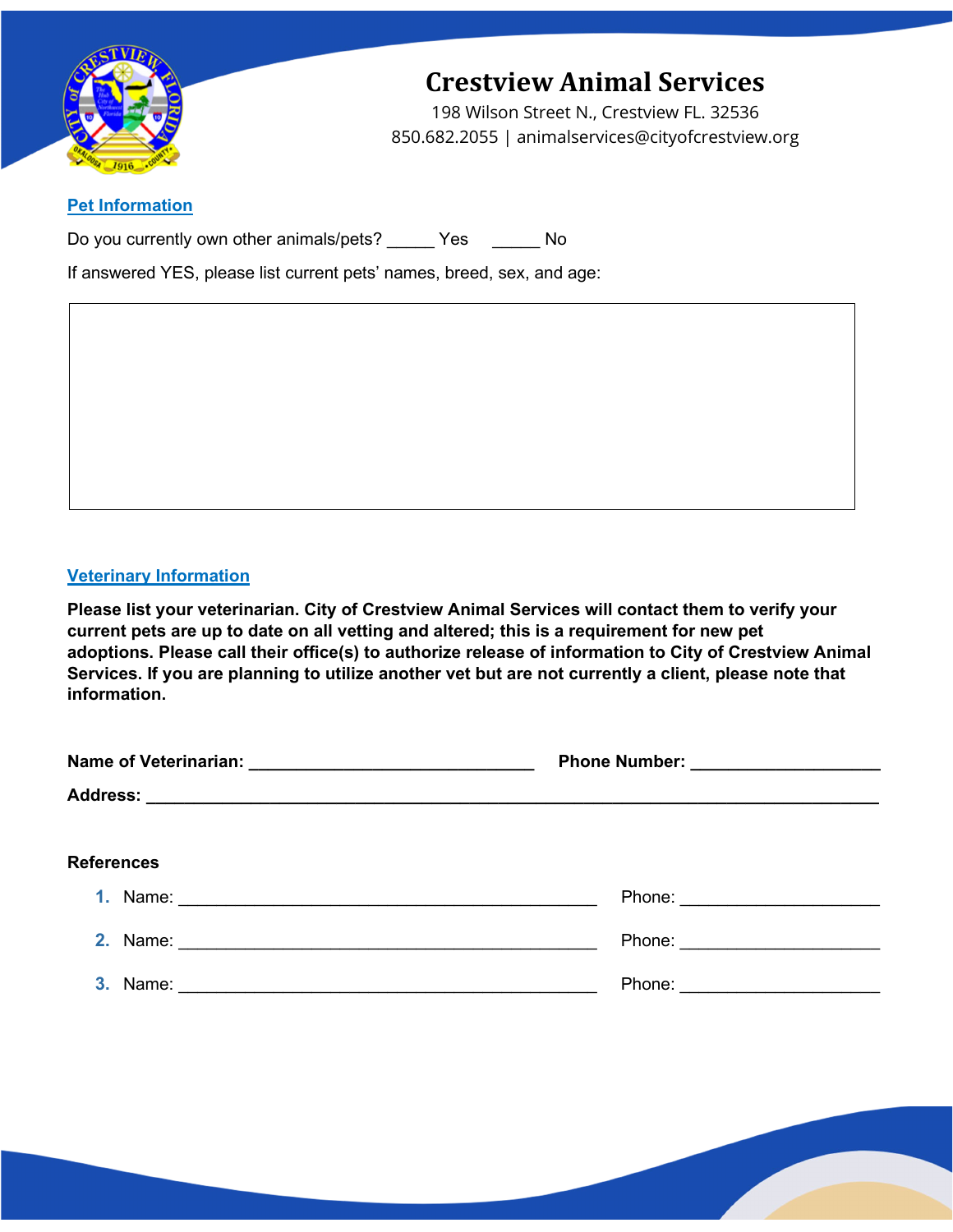# Crestview Animal Services

198 Wilson Street N., Crestview FL. 32536

850.682.2055 | animalservices@cityofcrestview.org

## Pet Information

Do you currently own other animals/pets? _____ Yes _____ No

If answered YES, please list current pets' names, breed, sex, and age:

|   |
|---|
|   |

## Veterinary Information

**Please list your veterinarian. City of Crestview Animal Services will contact them to verify your current pets are up to date on all vetting and altered; this is a requirement for new pet adoptions. Please call their office(s) to authorize release of information to City of Crestview Animal Services. If you are planning to utilize another vet but are not currently a client, please note that information.**

**Name of Veterinarian:** ______________________________ **Phone Number:** ___________________

**Address:** ____________________________________________________________________________

**References**

1. Name: ____________________________________________ Phone: _____________________
2. Name: ____________________________________________ Phone: _____________________
3. Name: ____________________________________________ Phone: _____________________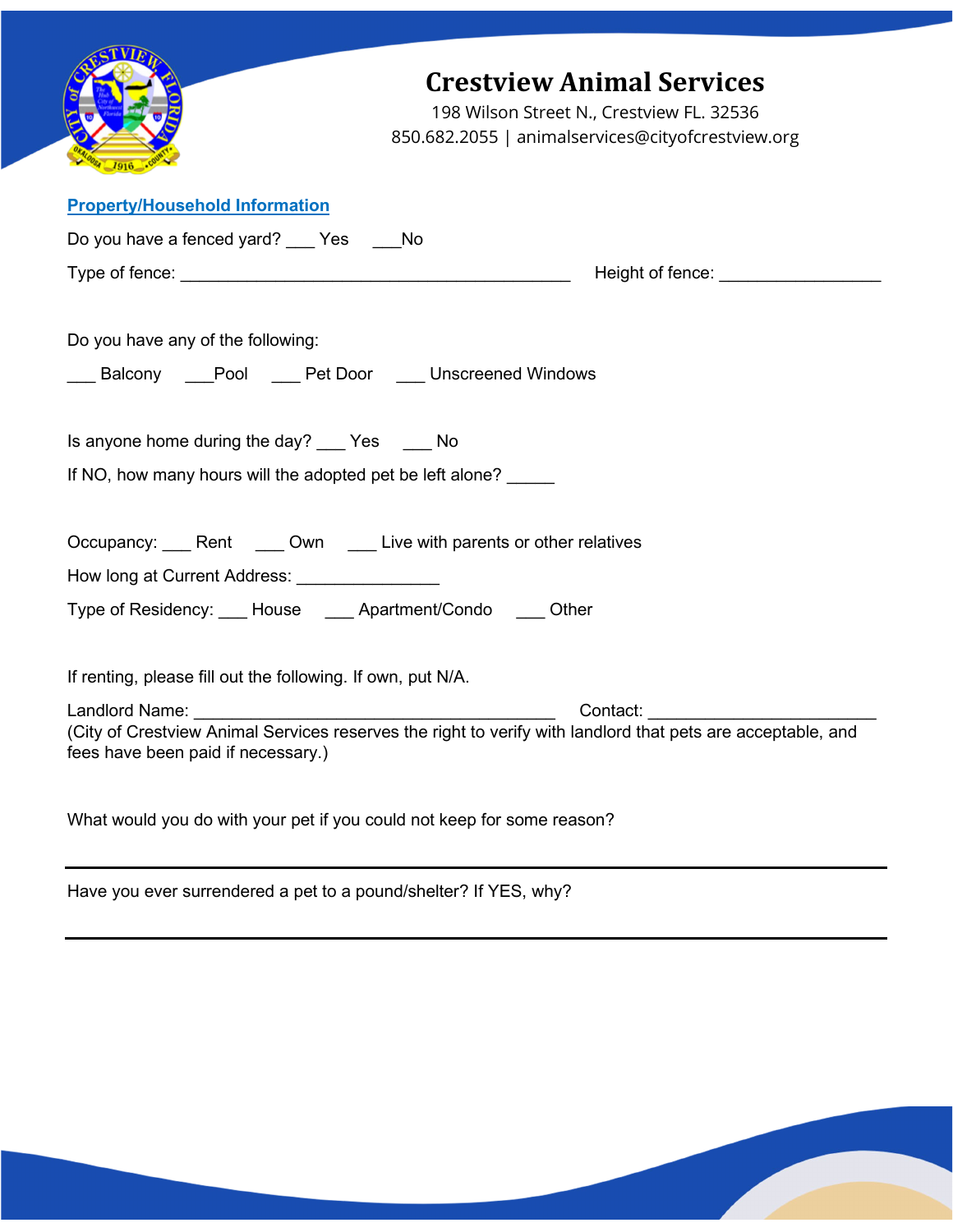# Crestview Animal Services

198 Wilson Street N., Crestview FL. 32536

850.682.2055 | animalservices@cityofcrestview.org

## Property/Household Information

Do you have a fenced yard? ___ Yes ___No

Type of fence: ___________________________________________ Height of fence: __________________

Do you have any of the following:

___ Balcony ___Pool ___ Pet Door ___ Unscreened Windows

Is anyone home during the day? ___ Yes ___ No

If NO, how many hours will the adopted pet be left alone? _____

Occupancy: ___ Rent ___ Own ___ Live with parents or other relatives

How long at Current Address: _______________

Type of Residency: ___ House ___ Apartment/Condo ___ Other

If renting, please fill out the following. If own, put N/A.

Landlord Name: ________________________________________ Contact: _________________________

(City of Crestview Animal Services reserves the right to verify with landlord that pets are acceptable, and fees have been paid if necessary.)

What would you do with your pet if you could not keep for some reason?

___________________________________________________________________________

Have you ever surrendered a pet to a pound/shelter? If YES, why?

___________________________________________________________________________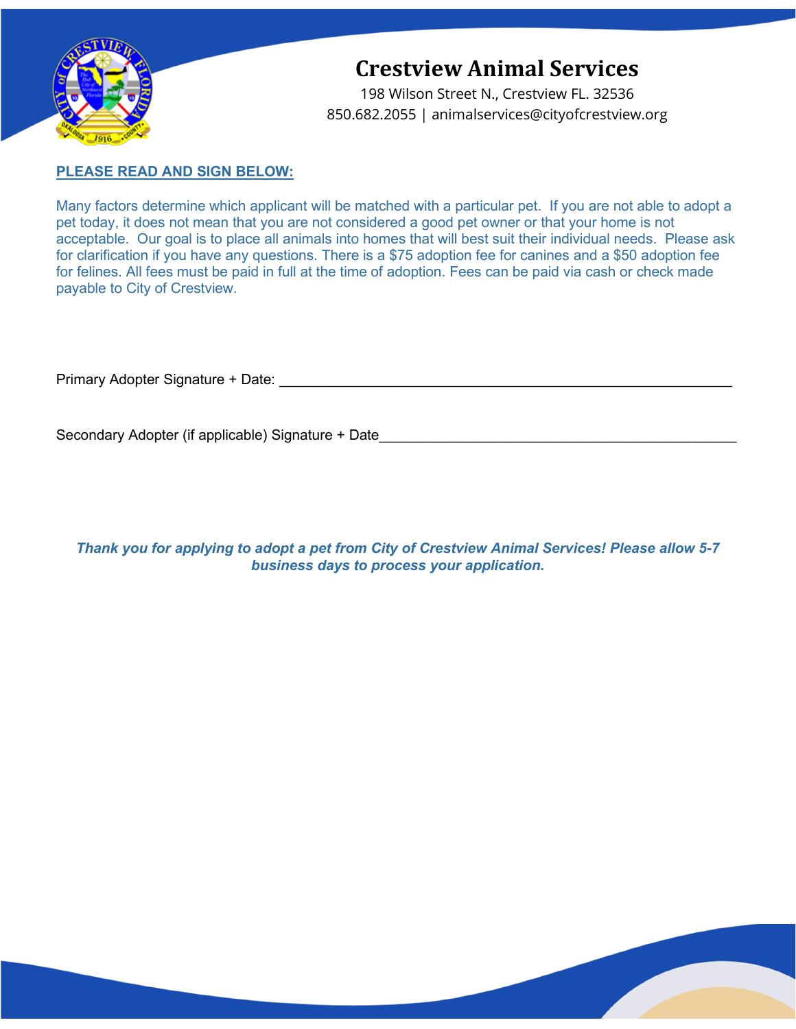# Crestview Animal Services

198 Wilson Street N., Crestview FL. 32536
850.682.2055 | animalservices@cityofcrestview.org

**PLEASE READ AND SIGN BELOW:**

Many factors determine which applicant will be matched with a particular pet. If you are not able to adopt a pet today, it does not mean that you are not considered a good pet owner or that your home is not acceptable. Our goal is to place all animals into homes that will best suit their individual needs. Please ask for clarification if you have any questions. There is a $75 adoption fee for canines and a $50 adoption fee for felines. All fees must be paid in full at the time of adoption. Fees can be paid via cash or check made payable to City of Crestview.

Primary Adopter Signature + Date: ___________________________________________________________

Secondary Adopter (if applicable) Signature + Date_______________________________________________

***Thank you for applying to adopt a pet from City of Crestview Animal Services! Please allow 5-7 business days to process your application.***